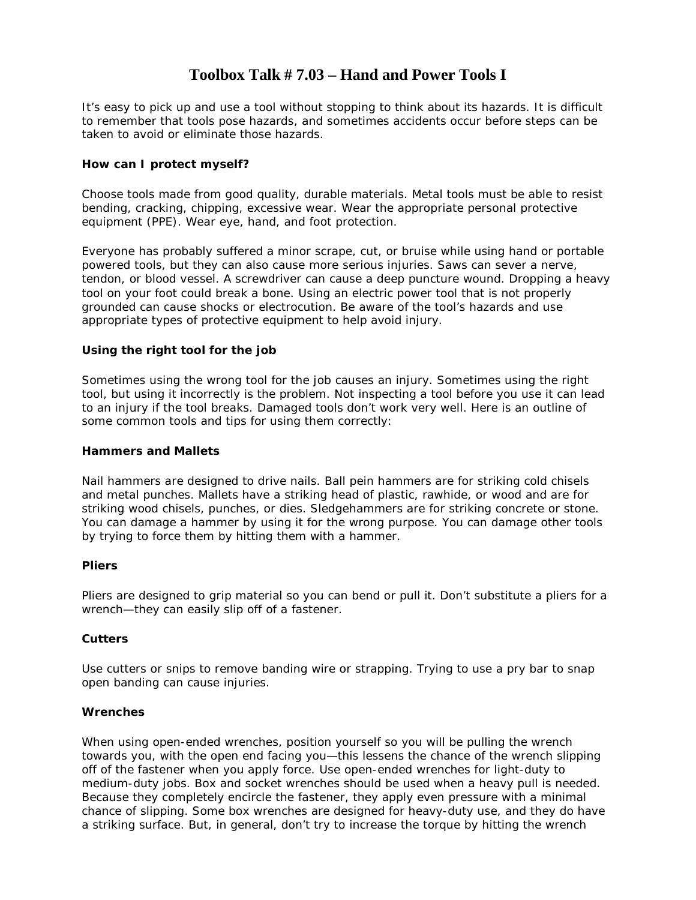# Toolbox Talk # 7.03 – Hand and Power Tools I

It's easy to pick up and use a tool without stopping to think about its hazards. It is difficult to remember that tools pose hazards, and sometimes accidents occur before steps can be taken to avoid or eliminate those hazards.

### How can I protect myself?

Choose tools made from good quality, durable materials. Metal tools must be able to resist bending, cracking, chipping, excessive wear. Wear the appropriate personal protective equipment (PPE). Wear eye, hand, and foot protection.

Everyone has probably suffered a minor scrape, cut, or bruise while using hand or portable powered tools, but they can also cause more serious injuries. Saws can sever a nerve, tendon, or blood vessel. A screwdriver can cause a deep puncture wound. Dropping a heavy tool on your foot could break a bone. Using an electric power tool that is not properly grounded can cause shocks or electrocution. Be aware of the tool's hazards and use appropriate types of protective equipment to help avoid injury.

### Using the right tool for the job

Sometimes using the wrong tool for the job causes an injury. Sometimes using the right tool, but using it incorrectly is the problem. Not inspecting a tool before you use it can lead to an injury if the tool breaks. Damaged tools don't work very well. Here is an outline of some common tools and tips for using them correctly:

### Hammers and Mallets

Nail hammers are designed to drive nails. Ball pein hammers are for striking cold chisels and metal punches. Mallets have a striking head of plastic, rawhide, or wood and are for striking wood chisels, punches, or dies. Sledgehammers are for striking concrete or stone. You can damage a hammer by using it for the wrong purpose. You can damage other tools by trying to force them by hitting them with a hammer.

### Pliers

Pliers are designed to grip material so you can bend or pull it. Don't substitute a pliers for a wrench—they can easily slip off of a fastener.

### Cutters

Use cutters or snips to remove banding wire or strapping. Trying to use a pry bar to snap open banding can cause injuries.

### Wrenches

When using open-ended wrenches, position yourself so you will be pulling the wrench towards you, with the open end facing you—this lessens the chance of the wrench slipping off of the fastener when you apply force. Use open-ended wrenches for light-duty to medium-duty jobs. Box and socket wrenches should be used when a heavy pull is needed. Because they completely encircle the fastener, they apply even pressure with a minimal chance of slipping. Some box wrenches are designed for heavy-duty use, and they do have a striking surface. But, in general, don't try to increase the torque by hitting the wrench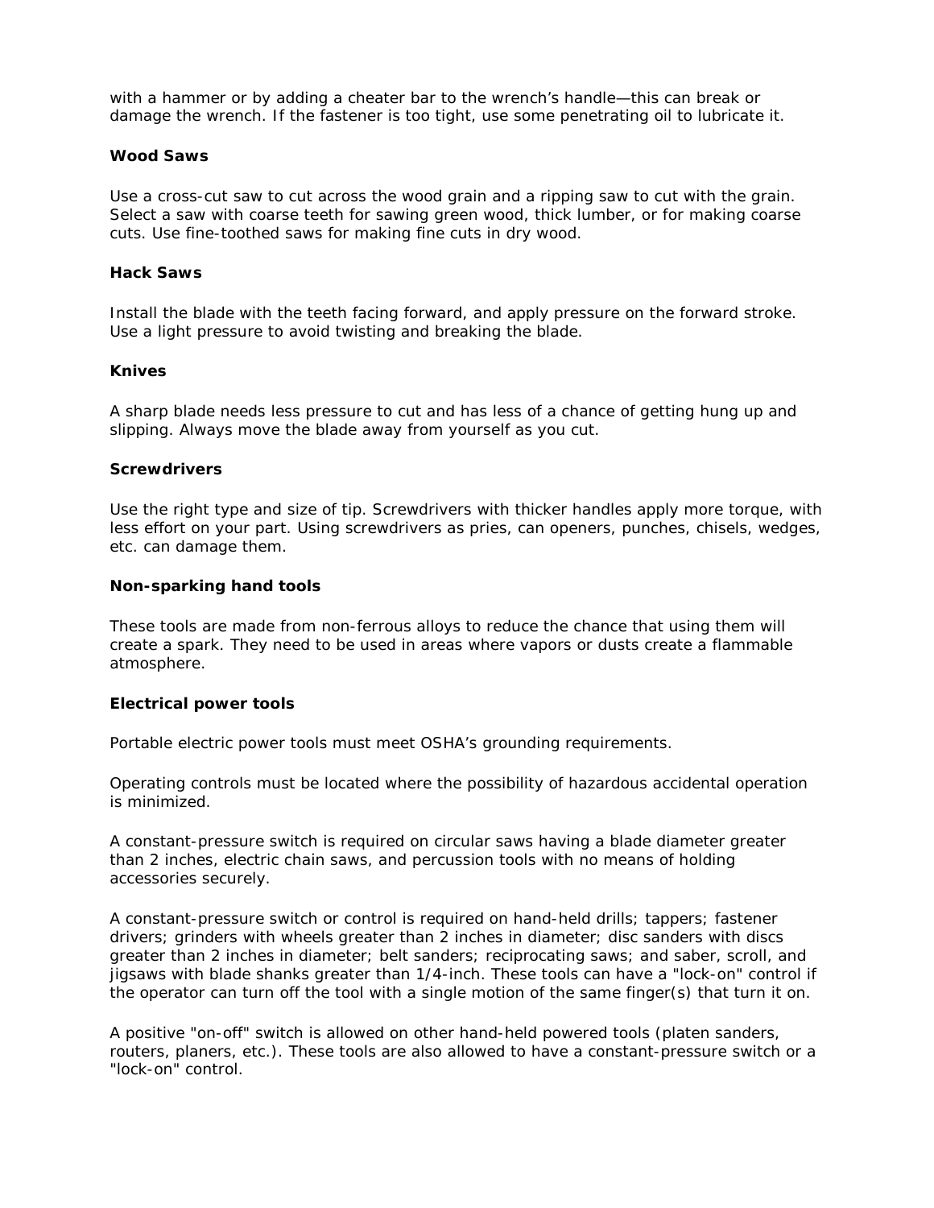with a hammer or by adding a cheater bar to the wrench's handle—this can break or damage the wrench. If the fastener is too tight, use some penetrating oil to lubricate it.

**Wood Saws**

Use a cross-cut saw to cut across the wood grain and a ripping saw to cut with the grain. Select a saw with coarse teeth for sawing green wood, thick lumber, or for making coarse cuts. Use fine-toothed saws for making fine cuts in dry wood.

**Hack Saws**

Install the blade with the teeth facing forward, and apply pressure on the forward stroke. Use a light pressure to avoid twisting and breaking the blade.

**Knives**

A sharp blade needs less pressure to cut and has less of a chance of getting hung up and slipping. Always move the blade away from yourself as you cut.

**Screwdrivers**

Use the right type and size of tip. Screwdrivers with thicker handles apply more torque, with less effort on your part. Using screwdrivers as pries, can openers, punches, chisels, wedges, etc. can damage them.

**Non-sparking hand tools**

These tools are made from non-ferrous alloys to reduce the chance that using them will create a spark. They need to be used in areas where vapors or dusts create a flammable atmosphere.

**Electrical power tools**

Portable electric power tools must meet OSHA's grounding requirements.

Operating controls must be located where the possibility of hazardous accidental operation is minimized.

A constant-pressure switch is required on circular saws having a blade diameter greater than 2 inches, electric chain saws, and percussion tools with no means of holding accessories securely.

A constant-pressure switch or control is required on hand-held drills; tappers; fastener drivers; grinders with wheels greater than 2 inches in diameter; disc sanders with discs greater than 2 inches in diameter; belt sanders; reciprocating saws; and saber, scroll, and jigsaws with blade shanks greater than 1/4-inch. These tools can have a "lock-on" control if the operator can turn off the tool with a single motion of the same finger(s) that turn it on.

A positive "on-off" switch is allowed on other hand-held powered tools (platen sanders, routers, planers, etc.). These tools are also allowed to have a constant-pressure switch or a "lock-on" control.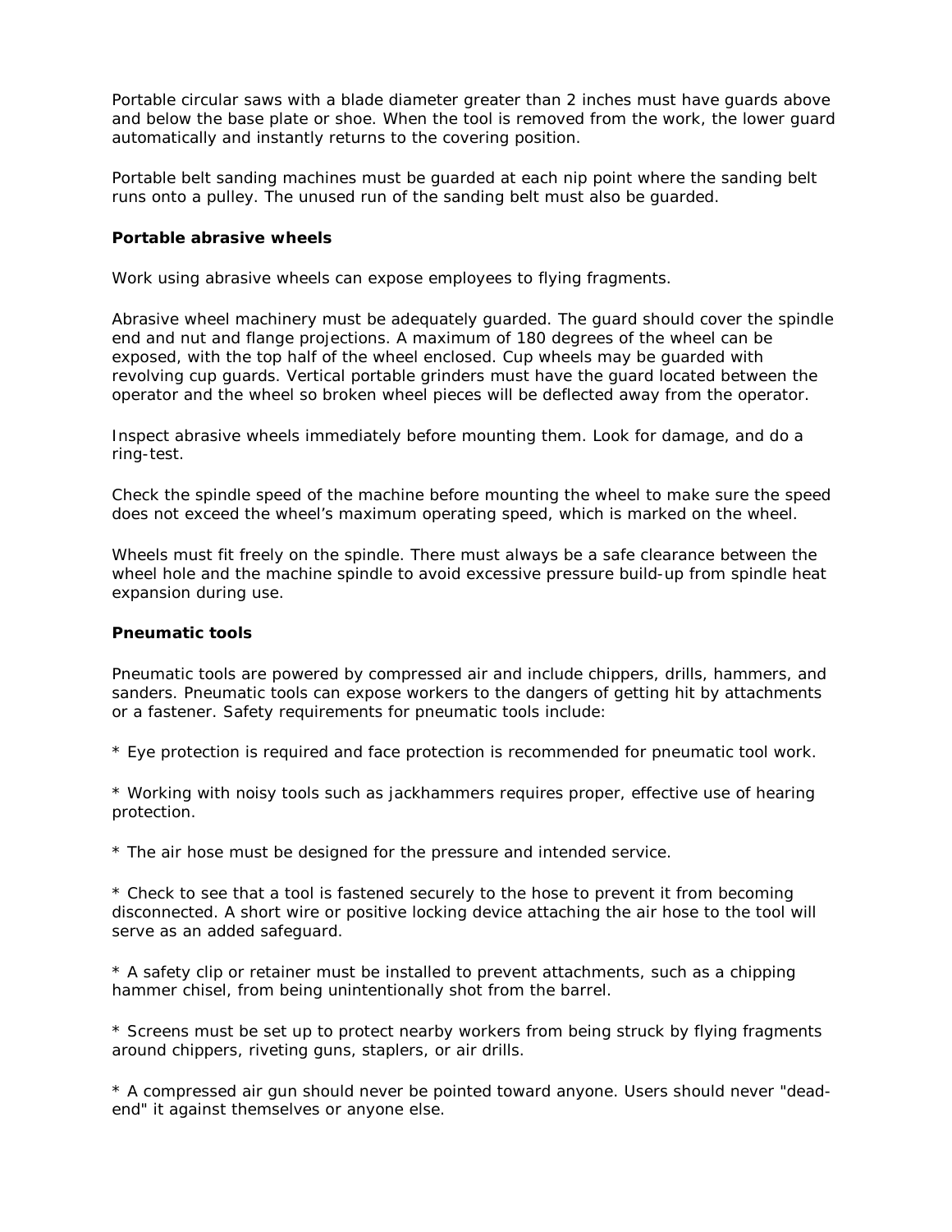Portable circular saws with a blade diameter greater than 2 inches must have guards above and below the base plate or shoe. When the tool is removed from the work, the lower guard automatically and instantly returns to the covering position.

Portable belt sanding machines must be guarded at each nip point where the sanding belt runs onto a pulley. The unused run of the sanding belt must also be guarded.

**Portable abrasive wheels**

Work using abrasive wheels can expose employees to flying fragments.

Abrasive wheel machinery must be adequately guarded. The guard should cover the spindle end and nut and flange projections. A maximum of 180 degrees of the wheel can be exposed, with the top half of the wheel enclosed. Cup wheels may be guarded with revolving cup guards. Vertical portable grinders must have the guard located between the operator and the wheel so broken wheel pieces will be deflected away from the operator.

Inspect abrasive wheels immediately before mounting them. Look for damage, and do a ring-test.

Check the spindle speed of the machine before mounting the wheel to make sure the speed does not exceed the wheel's maximum operating speed, which is marked on the wheel.

Wheels must fit freely on the spindle. There must always be a safe clearance between the wheel hole and the machine spindle to avoid excessive pressure build-up from spindle heat expansion during use.

**Pneumatic tools**

Pneumatic tools are powered by compressed air and include chippers, drills, hammers, and sanders. Pneumatic tools can expose workers to the dangers of getting hit by attachments or a fastener. Safety requirements for pneumatic tools include:

* Eye protection is required and face protection is recommended for pneumatic tool work.

* Working with noisy tools such as jackhammers requires proper, effective use of hearing protection.

* The air hose must be designed for the pressure and intended service.

* Check to see that a tool is fastened securely to the hose to prevent it from becoming disconnected. A short wire or positive locking device attaching the air hose to the tool will serve as an added safeguard.

* A safety clip or retainer must be installed to prevent attachments, such as a chipping hammer chisel, from being unintentionally shot from the barrel.

* Screens must be set up to protect nearby workers from being struck by flying fragments around chippers, riveting guns, staplers, or air drills.

* A compressed air gun should never be pointed toward anyone. Users should never "dead-end" it against themselves or anyone else.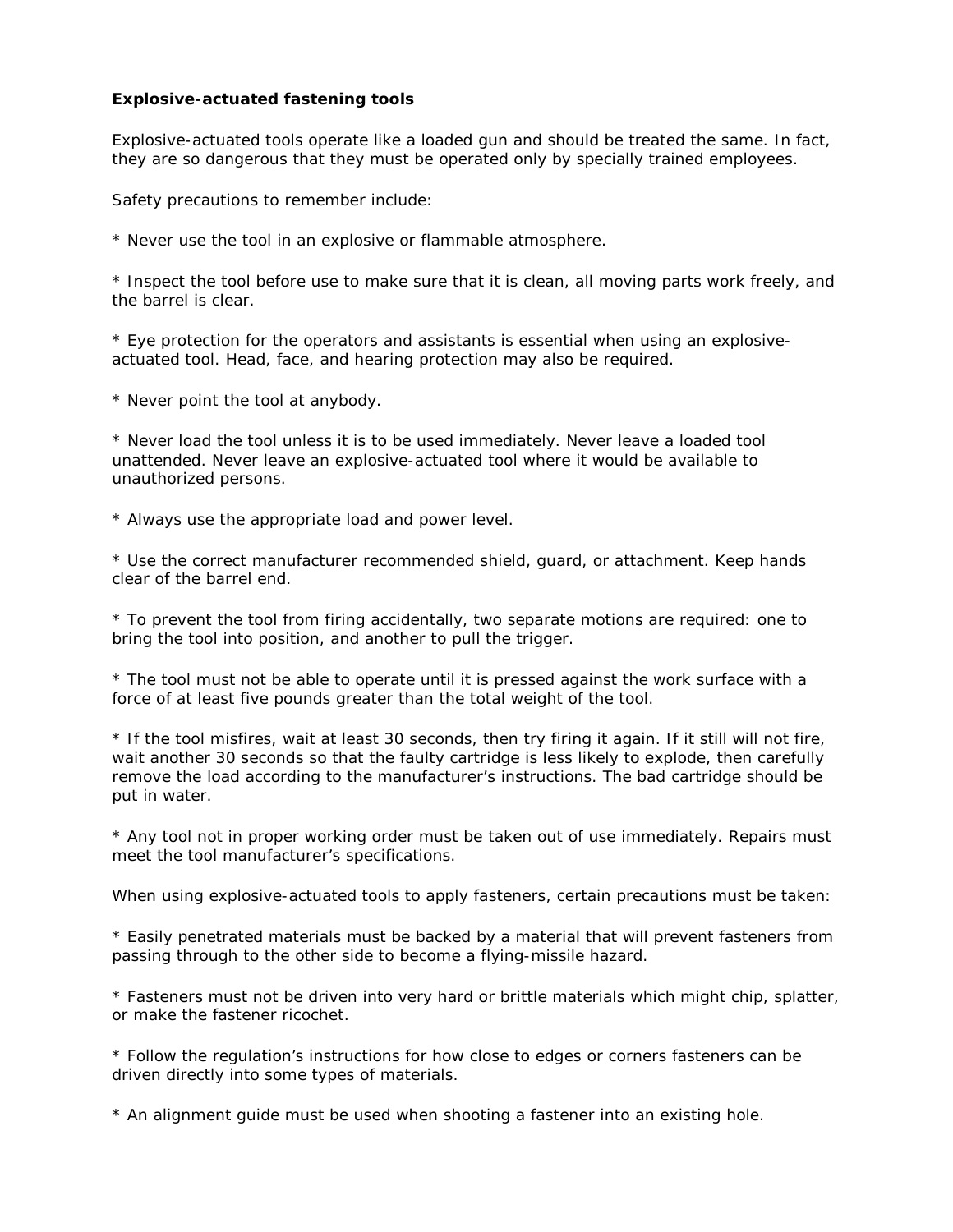**Explosive-actuated fastening tools**

Explosive-actuated tools operate like a loaded gun and should be treated the same. In fact, they are so dangerous that they must be operated only by specially trained employees.

Safety precautions to remember include:

* Never use the tool in an explosive or flammable atmosphere.

* Inspect the tool before use to make sure that it is clean, all moving parts work freely, and the barrel is clear.

* Eye protection for the operators and assistants is essential when using an explosive-actuated tool. Head, face, and hearing protection may also be required.

* Never point the tool at anybody.

* Never load the tool unless it is to be used immediately. Never leave a loaded tool unattended. Never leave an explosive-actuated tool where it would be available to unauthorized persons.

* Always use the appropriate load and power level.

* Use the correct manufacturer recommended shield, guard, or attachment. Keep hands clear of the barrel end.

* To prevent the tool from firing accidentally, two separate motions are required: one to bring the tool into position, and another to pull the trigger.

* The tool must not be able to operate until it is pressed against the work surface with a force of at least five pounds greater than the total weight of the tool.

* If the tool misfires, wait at least 30 seconds, then try firing it again. If it still will not fire, wait another 30 seconds so that the faulty cartridge is less likely to explode, then carefully remove the load according to the manufacturer's instructions. The bad cartridge should be put in water.

* Any tool not in proper working order must be taken out of use immediately. Repairs must meet the tool manufacturer's specifications.

When using explosive-actuated tools to apply fasteners, certain precautions must be taken:

* Easily penetrated materials must be backed by a material that will prevent fasteners from passing through to the other side to become a flying-missile hazard.

* Fasteners must not be driven into very hard or brittle materials which might chip, splatter, or make the fastener ricochet.

* Follow the regulation's instructions for how close to edges or corners fasteners can be driven directly into some types of materials.

* An alignment guide must be used when shooting a fastener into an existing hole.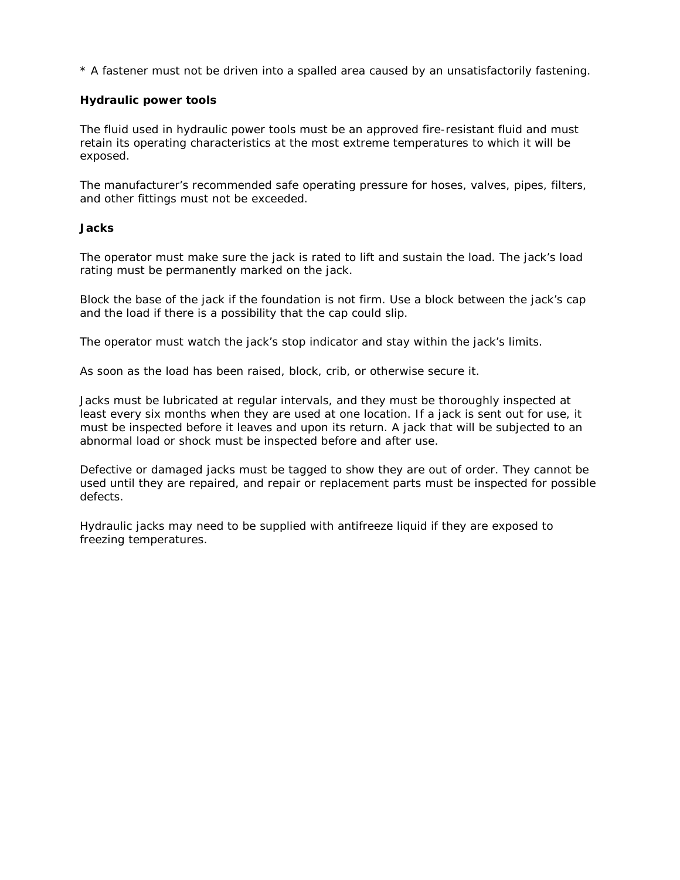* A fastener must not be driven into a spalled area caused by an unsatisfactorily fastening.

**Hydraulic power tools**

The fluid used in hydraulic power tools must be an approved fire-resistant fluid and must retain its operating characteristics at the most extreme temperatures to which it will be exposed.

The manufacturer's recommended safe operating pressure for hoses, valves, pipes, filters, and other fittings must not be exceeded.

**Jacks**

The operator must make sure the jack is rated to lift and sustain the load. The jack's load rating must be permanently marked on the jack.

Block the base of the jack if the foundation is not firm. Use a block between the jack's cap and the load if there is a possibility that the cap could slip.

The operator must watch the jack's stop indicator and stay within the jack's limits.

As soon as the load has been raised, block, crib, or otherwise secure it.

Jacks must be lubricated at regular intervals, and they must be thoroughly inspected at least every six months when they are used at one location. If a jack is sent out for use, it must be inspected before it leaves and upon its return. A jack that will be subjected to an abnormal load or shock must be inspected before and after use.

Defective or damaged jacks must be tagged to show they are out of order. They cannot be used until they are repaired, and repair or replacement parts must be inspected for possible defects.

Hydraulic jacks may need to be supplied with antifreeze liquid if they are exposed to freezing temperatures.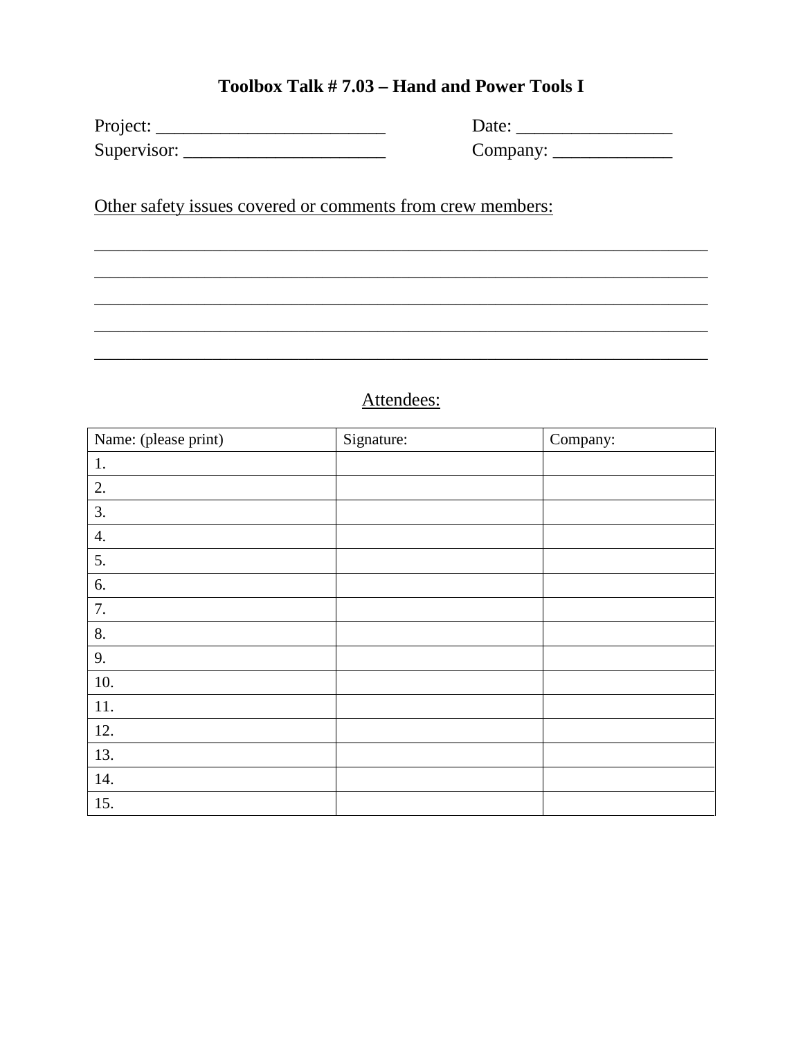# Toolbox Talk # 7.03 – Hand and Power Tools I

Project: _________________________ Date: _________________

Supervisor: ______________________ Company: _____________

Other safety issues covered or comments from crew members:

_______________________________________________________________________

_______________________________________________________________________

_______________________________________________________________________

_______________________________________________________________________

_______________________________________________________________________

## Attendees:

| Name: (please print) | Signature: | Company: |
|---|---|---|
| 1. | | |
| 2. | | |
| 3. | | |
| 4. | | |
| 5. | | |
| 6. | | |
| 7. | | |
| 8. | | |
| 9. | | |
| 10. | | |
| 11. | | |
| 12. | | |
| 13. | | |
| 14. | | |
| 15. | | |